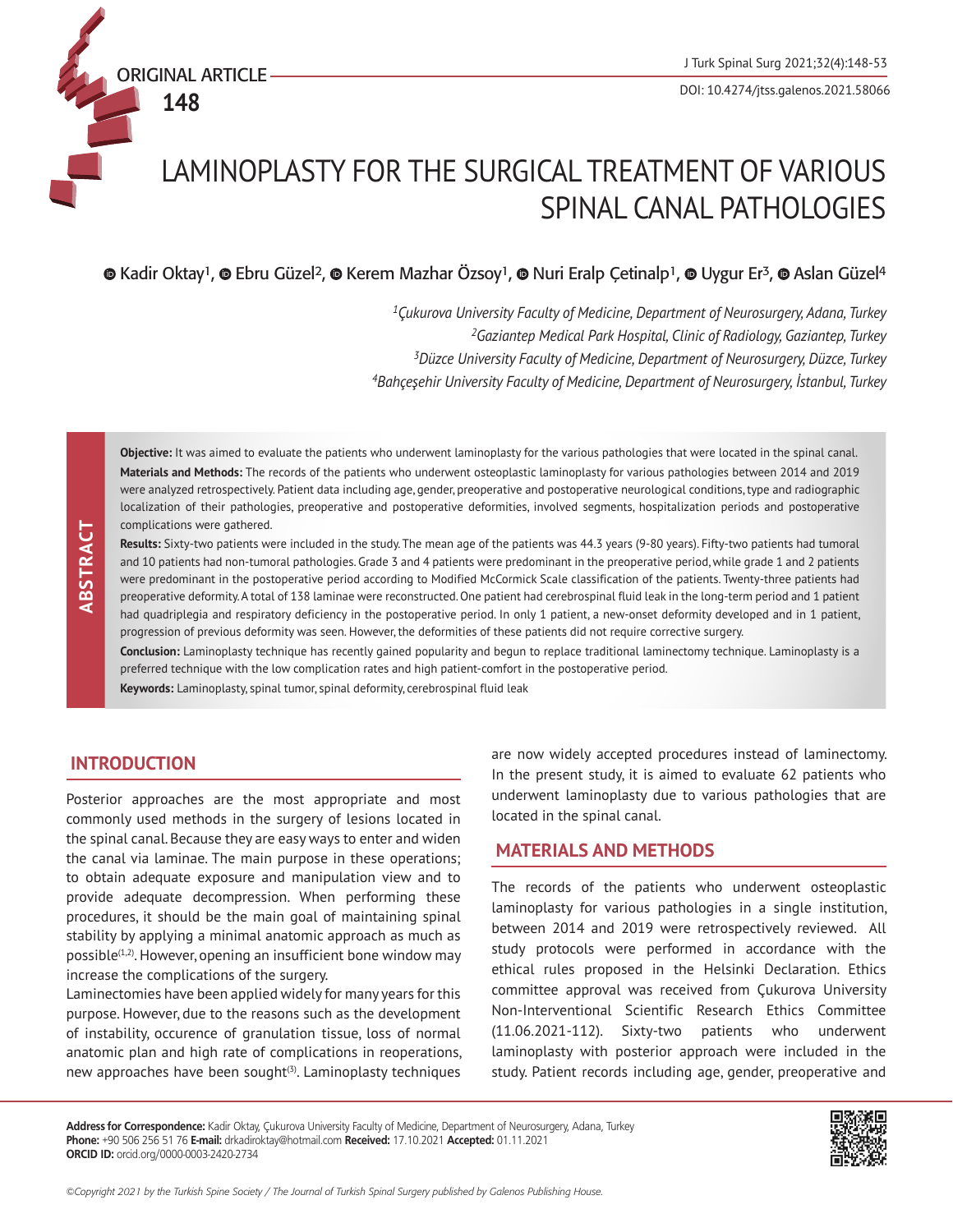ORIGINAL ARTICLE

# LAMINOPLASTY FOR THE SURGICAL TREATMENT OF VARIOUS SPINAL CANAL PATHOLOGIES

Kadir Oktay[1], Ebru Güzel[2], Kerem Mazhar Özsoy[1], Nuri Eralp Çetinalp[1], Uygur Er[3], Aslan Güzel[4]

[1]*Çukurova University Faculty of Medicine, Department of Neurosurgery, Adana, Turkey*
[2]*Gaziantep Medical Park Hospital, Clinic of Radiology, Gaziantep, Turkey*
[3]*Düzce University Faculty of Medicine, Department of Neurosurgery, Düzce, Turkey*
[4]*Bahçeşehir University Faculty of Medicine, Department of Neurosurgery, İstanbul, Turkey*

## ABSTRACT

**Objective:** It was aimed to evaluate the patients who underwent laminoplasty for the various pathologies that were located in the spinal canal.

**Materials and Methods:** The records of the patients who underwent osteoplastic laminoplasty for various pathologies between 2014 and 2019 were analyzed retrospectively. Patient data including age, gender, preoperative and postoperative neurological conditions, type and radiographic localization of their pathologies, preoperative and postoperative deformities, involved segments, hospitalization periods and postoperative complications were gathered.

**Results:** Sixty-two patients were included in the study. The mean age of the patients was 44.3 years (9-80 years). Fifty-two patients had tumoral and 10 patients had non-tumoral pathologies. Grade 3 and 4 patients were predominant in the preoperative period, while grade 1 and 2 patients were predominant in the postoperative period according to Modified McCormick Scale classification of the patients. Twenty-three patients had preoperative deformity. A total of 138 laminae were reconstructed. One patient had cerebrospinal fluid leak in the long-term period and 1 patient had quadriplegia and respiratory deficiency in the postoperative period. In only 1 patient, a new-onset deformity developed and in 1 patient, progression of previous deformity was seen. However, the deformities of these patients did not require corrective surgery.

**Conclusion:** Laminoplasty technique has recently gained popularity and begun to replace traditional laminectomy technique. Laminoplasty is a preferred technique with the low complication rates and high patient-comfort in the postoperative period.

**Keywords:** Laminoplasty, spinal tumor, spinal deformity, cerebrospinal fluid leak

## INTRODUCTION

Posterior approaches are the most appropriate and most commonly used methods in the surgery of lesions located in the spinal canal. Because they are easy ways to enter and widen the canal via laminae. The main purpose in these operations; to obtain adequate exposure and manipulation view and to provide adequate decompression. When performing these procedures, it should be the main goal of maintaining spinal stability by applying a minimal anatomic approach as much as possible[1,2]. However, opening an insufficient bone window may increase the complications of the surgery.

Laminectomies have been applied widely for many years for this purpose. However, due to the reasons such as the development of instability, occurence of granulation tissue, loss of normal anatomic plan and high rate of complications in reoperations, new approaches have been sought[3]. Laminoplasty techniques are now widely accepted procedures instead of laminectomy. In the present study, it is aimed to evaluate 62 patients who underwent laminoplasty due to various pathologies that are located in the spinal canal.

## MATERIALS AND METHODS

The records of the patients who underwent osteoplastic laminoplasty for various pathologies in a single institution, between 2014 and 2019 were retrospectively reviewed. All study protocols were performed in accordance with the ethical rules proposed in the Helsinki Declaration. Ethics committee approval was received from Çukurova University Non-Interventional Scientific Research Ethics Committee (11.06.2021-112). Sixty-two patients who underwent laminoplasty with posterior approach were included in the study. Patient records including age, gender, preoperative and

**Address for Correspondence:** Kadir Oktay, Çukurova University Faculty of Medicine, Department of Neurosurgery, Adana, Turkey
**Phone:** +90 506 256 51 76 **E-mail:** drkadiroktay@hotmail.com **Received:** 17.10.2021 **Accepted:** 01.11.2021
**ORCID ID:** orcid.org/0000-0003-2420-2734

*©Copyright 2021 by the Turkish Spine Society / The Journal of Turkish Spinal Surgery published by Galenos Publishing House.*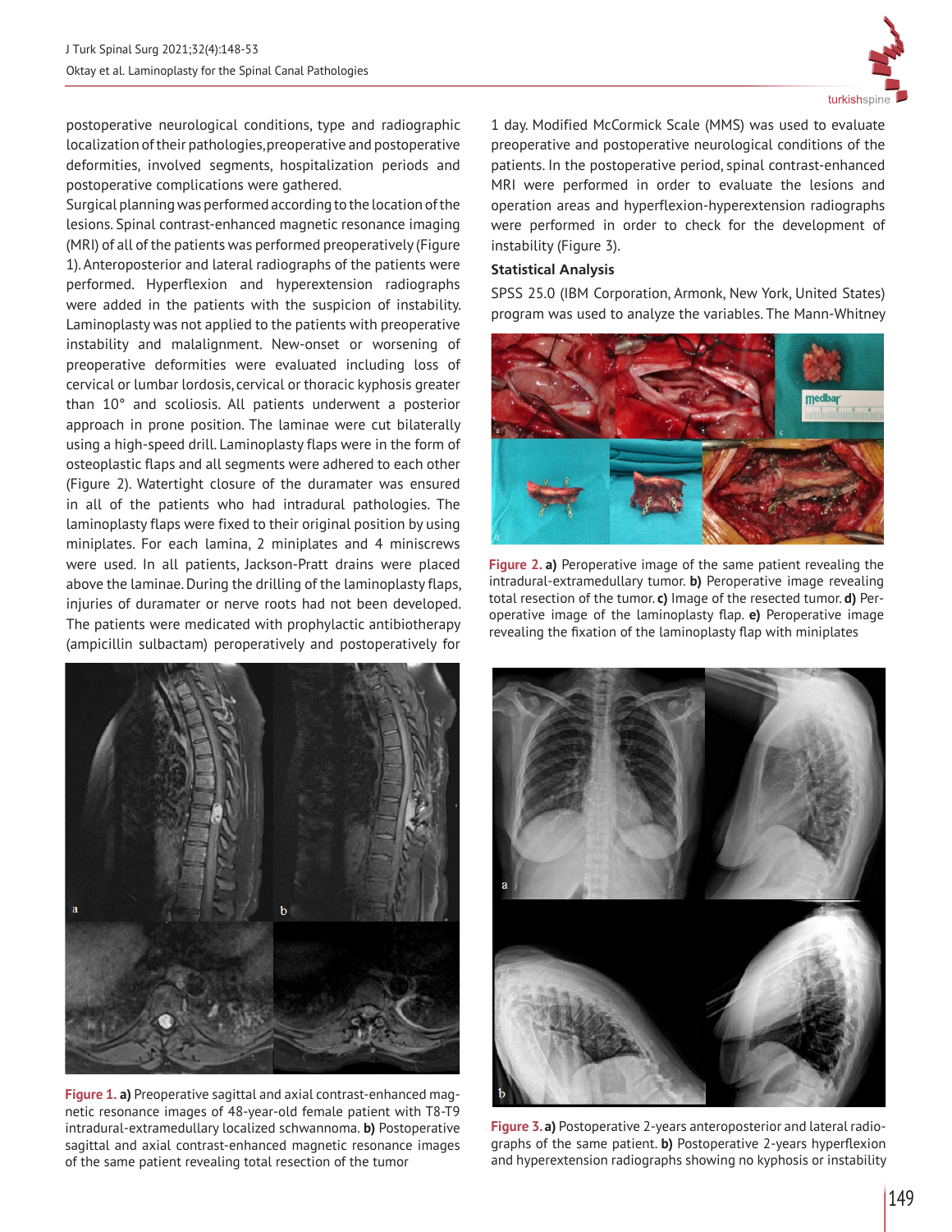postoperative neurological conditions, type and radiographic localization of their pathologies, preoperative and postoperative deformities, involved segments, hospitalization periods and postoperative complications were gathered.

Surgical planning was performed according to the location of the lesions. Spinal contrast-enhanced magnetic resonance imaging (MRI) of all of the patients was performed preoperatively (Figure 1). Anteroposterior and lateral radiographs of the patients were performed. Hyperflexion and hyperextension radiographs were added in the patients with the suspicion of instability. Laminoplasty was not applied to the patients with preoperative instability and malalignment. New-onset or worsening of preoperative deformities were evaluated including loss of cervical or lumbar lordosis, cervical or thoracic kyphosis greater than 10° and scoliosis. All patients underwent a posterior approach in prone position. The laminae were cut bilaterally using a high-speed drill. Laminoplasty flaps were in the form of osteoplastic flaps and all segments were adhered to each other (Figure 2). Watertight closure of the duramater was ensured in all of the patients who had intradural pathologies. The laminoplasty flaps were fixed to their original position by using miniplates. For each lamina, 2 miniplates and 4 miniscrews were used. In all patients, Jackson-Pratt drains were placed above the laminae. During the drilling of the laminoplasty flaps, injuries of duramater or nerve roots had not been developed. The patients were medicated with prophylactic antibiotherapy (ampicillin sulbactam) peroperatively and postoperatively for 1 day. Modified McCormick Scale (MMS) was used to evaluate preoperative and postoperative neurological conditions of the patients. In the postoperative period, spinal contrast-enhanced MRI were performed in order to evaluate the lesions and operation areas and hyperflexion-hyperextension radiographs were performed in order to check for the development of instability (Figure 3).

### Statistical Analysis

SPSS 25.0 (IBM Corporation, Armonk, New York, United States) program was used to analyze the variables. The Mann-Whitney

**Figure 1. a)** Preoperative sagittal and axial contrast-enhanced magnetic resonance images of 48-year-old female patient with T8-T9 intradural-extramedullary localized schwannoma. **b)** Postoperative sagittal and axial contrast-enhanced magnetic resonance images of the same patient revealing total resection of the tumor

**Figure 2. a)** Peroperative image of the same patient revealing the intradural-extramedullary tumor. **b)** Peroperative image revealing total resection of the tumor. **c)** Image of the resected tumor. **d)** Peroperative image of the laminoplasty flap. **e)** Peroperative image revealing the fixation of the laminoplasty flap with miniplates

**Figure 3. a)** Postoperative 2-years anteroposterior and lateral radiographs of the same patient. **b)** Postoperative 2-years hyperflexion and hyperextension radiographs showing no kyphosis or instability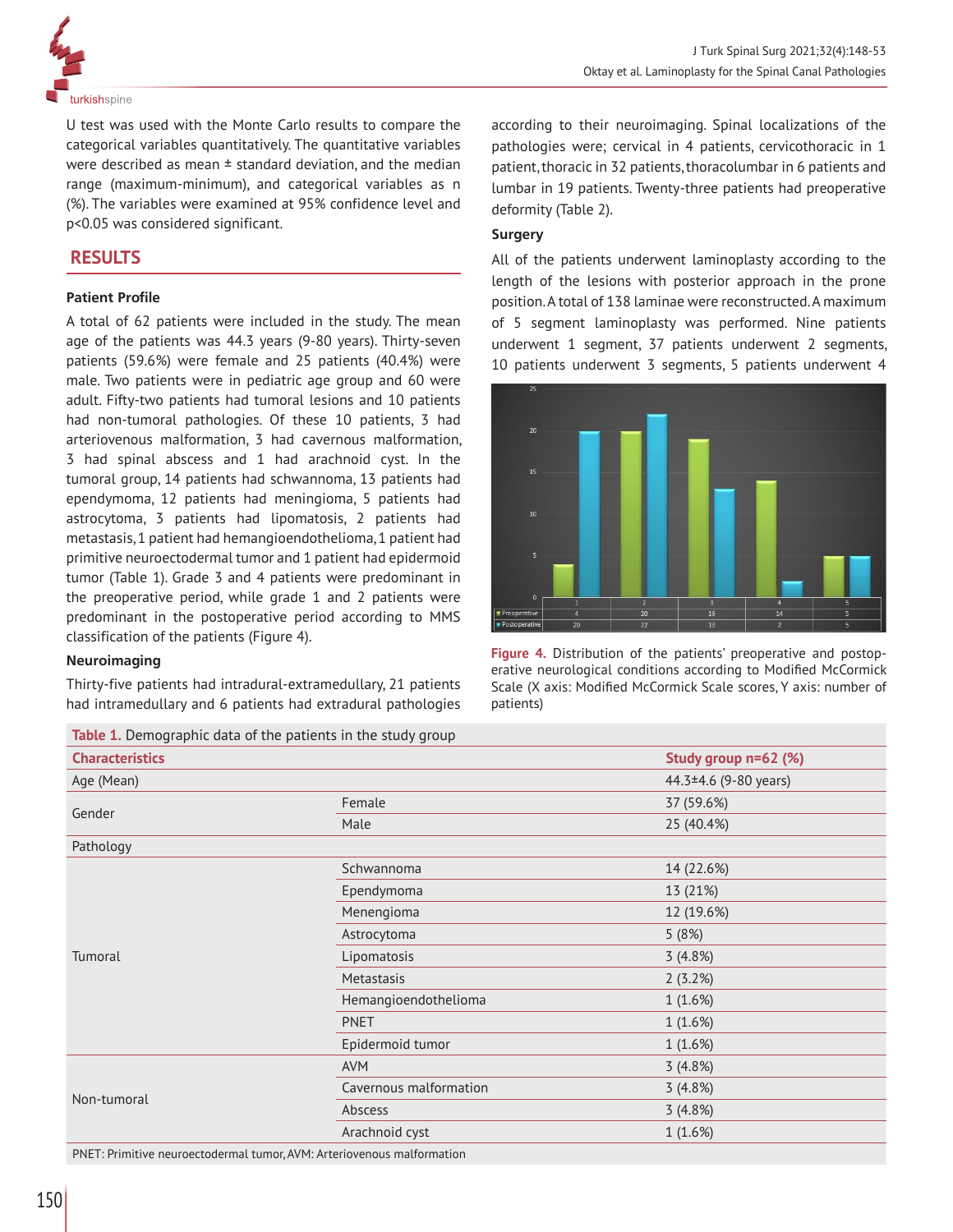U test was used with the Monte Carlo results to compare the categorical variables quantitatively. The quantitative variables were described as mean ± standard deviation, and the median range (maximum-minimum), and categorical variables as n (%). The variables were examined at 95% confidence level and p<0.05 was considered significant.

## RESULTS

### Patient Profile

A total of 62 patients were included in the study. The mean age of the patients was 44.3 years (9-80 years). Thirty-seven patients (59.6%) were female and 25 patients (40.4%) were male. Two patients were in pediatric age group and 60 were adult. Fifty-two patients had tumoral lesions and 10 patients had non-tumoral pathologies. Of these 10 patients, 3 had arteriovenous malformation, 3 had cavernous malformation, 3 had spinal abscess and 1 had arachnoid cyst. In the tumoral group, 14 patients had schwannoma, 13 patients had ependymoma, 12 patients had meningioma, 5 patients had astrocytoma, 3 patients had lipomatosis, 2 patients had metastasis, 1 patient had hemangioendothelioma, 1 patient had primitive neuroectodermal tumor and 1 patient had epidermoid tumor (Table 1). Grade 3 and 4 patients were predominant in the preoperative period, while grade 1 and 2 patients were predominant in the postoperative period according to MMS classification of the patients (Figure 4).

### Neuroimaging

Thirty-five patients had intradural-extramedullary, 21 patients had intramedullary and 6 patients had extradural pathologies according to their neuroimaging. Spinal localizations of the pathologies were; cervical in 4 patients, cervicothoracic in 1 patient, thoracic in 32 patients, thoracolumbar in 6 patients and lumbar in 19 patients. Twenty-three patients had preoperative deformity (Table 2).

### Surgery

All of the patients underwent laminoplasty according to the length of the lesions with posterior approach in the prone position. A total of 138 laminae were reconstructed. A maximum of 5 segment laminoplasty was performed. Nine patients underwent 1 segment, 37 patients underwent 2 segments, 10 patients underwent 3 segments, 5 patients underwent 4

| | 1 | 2 | 3 | 4 | 5 |
|---|---|---|---|---|---|
| Preoperative | 4 | 20 | 19 | 14 | 5 |
| Postoperative | 20 | 22 | 13 | 2 | 5 |

**Figure 4.** Distribution of the patients' preoperative and postoperative neurological conditions according to Modified McCormick Scale (X axis: Modified McCormick Scale scores, Y axis: number of patients)

**Table 1.** Demographic data of the patients in the study group

| Characteristics | | Study group n=62 (%) |
|---|---|---|
| Age (Mean) | | 44.3±4.6 (9-80 years) |
| Gender | Female | 37 (59.6%) |
| | Male | 25 (40.4%) |
| Pathology | | |
| Tumoral | Schwannoma | 14 (22.6%) |
| | Ependymoma | 13 (21%) |
| | Menengioma | 12 (19.6%) |
| | Astrocytoma | 5 (8%) |
| | Lipomatosis | 3 (4.8%) |
| | Metastasis | 2 (3.2%) |
| | Hemangioendothelioma | 1 (1.6%) |
| | PNET | 1 (1.6%) |
| | Epidermoid tumor | 1 (1.6%) |
| Non-tumoral | AVM | 3 (4.8%) |
| | Cavernous malformation | 3 (4.8%) |
| | Abscess | 3 (4.8%) |
| | Arachnoid cyst | 1 (1.6%) |

PNET: Primitive neuroectodermal tumor, AVM: Arteriovenous malformation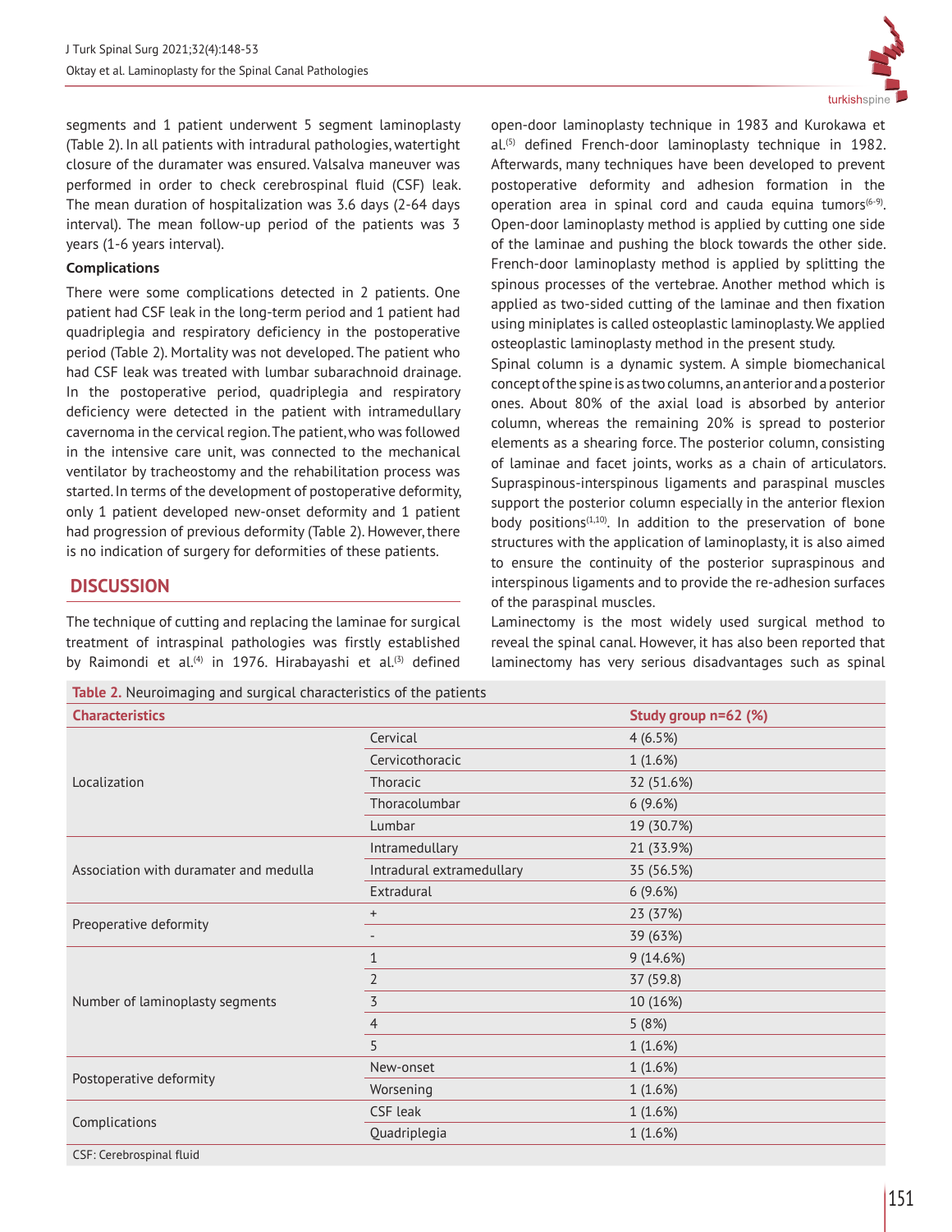segments and 1 patient underwent 5 segment laminoplasty (Table 2). In all patients with intradural pathologies, watertight closure of the duramater was ensured. Valsalva maneuver was performed in order to check cerebrospinal fluid (CSF) leak. The mean duration of hospitalization was 3.6 days (2-64 days interval). The mean follow-up period of the patients was 3 years (1-6 years interval).

**Complications**

There were some complications detected in 2 patients. One patient had CSF leak in the long-term period and 1 patient had quadriplegia and respiratory deficiency in the postoperative period (Table 2). Mortality was not developed. The patient who had CSF leak was treated with lumbar subarachnoid drainage. In the postoperative period, quadriplegia and respiratory deficiency were detected in the patient with intramedullary cavernoma in the cervical region. The patient, who was followed in the intensive care unit, was connected to the mechanical ventilator by tracheostomy and the rehabilitation process was started. In terms of the development of postoperative deformity, only 1 patient developed new-onset deformity and 1 patient had progression of previous deformity (Table 2). However, there is no indication of surgery for deformities of these patients.

## DISCUSSION

The technique of cutting and replacing the laminae for surgical treatment of intraspinal pathologies was firstly established by Raimondi et al.[4] in 1976. Hirabayashi et al.[3] defined open-door laminoplasty technique in 1983 and Kurokawa et al.[5] defined French-door laminoplasty technique in 1982. Afterwards, many techniques have been developed to prevent postoperative deformity and adhesion formation in the operation area in spinal cord and cauda equina tumors[6-9]. Open-door laminoplasty method is applied by cutting one side of the laminae and pushing the block towards the other side. French-door laminoplasty method is applied by splitting the spinous processes of the vertebrae. Another method which is applied as two-sided cutting of the laminae and then fixation using miniplates is called osteoplastic laminoplasty. We applied osteoplastic laminoplasty method in the present study.

Spinal column is a dynamic system. A simple biomechanical concept of the spine is as two columns, an anterior and a posterior ones. About 80% of the axial load is absorbed by anterior column, whereas the remaining 20% is spread to posterior elements as a shearing force. The posterior column, consisting of laminae and facet joints, works as a chain of articulators. Supraspinous-interspinous ligaments and paraspinal muscles support the posterior column especially in the anterior flexion body positions[1,10]. In addition to the preservation of bone structures with the application of laminoplasty, it is also aimed to ensure the continuity of the posterior supraspinous and interspinous ligaments and to provide the re-adhesion surfaces of the paraspinal muscles.

Laminectomy is the most widely used surgical method to reveal the spinal canal. However, it has also been reported that laminectomy has very serious disadvantages such as spinal

**Table 2.** Neuroimaging and surgical characteristics of the patients

| Characteristics | | Study group n=62 (%) |
|---|---|---|
| Localization | Cervical | 4 (6.5%) |
| | Cervicothoracic | 1 (1.6%) |
| | Thoracic | 32 (51.6%) |
| | Thoracolumbar | 6 (9.6%) |
| | Lumbar | 19 (30.7%) |
| Association with duramater and medulla | Intramedullary | 21 (33.9%) |
| | Intradural extramedullary | 35 (56.5%) |
| | Extradural | 6 (9.6%) |
| Preoperative deformity | + | 23 (37%) |
| | - | 39 (63%) |
| Number of laminoplasty segments | 1 | 9 (14.6%) |
| | 2 | 37 (59.8) |
| | 3 | 10 (16%) |
| | 4 | 5 (8%) |
| | 5 | 1 (1.6%) |
| Postoperative deformity | New-onset | 1 (1.6%) |
| | Worsening | 1 (1.6%) |
| Complications | CSF leak | 1 (1.6%) |
| | Quadriplegia | 1 (1.6%) |

CSF: Cerebrospinal fluid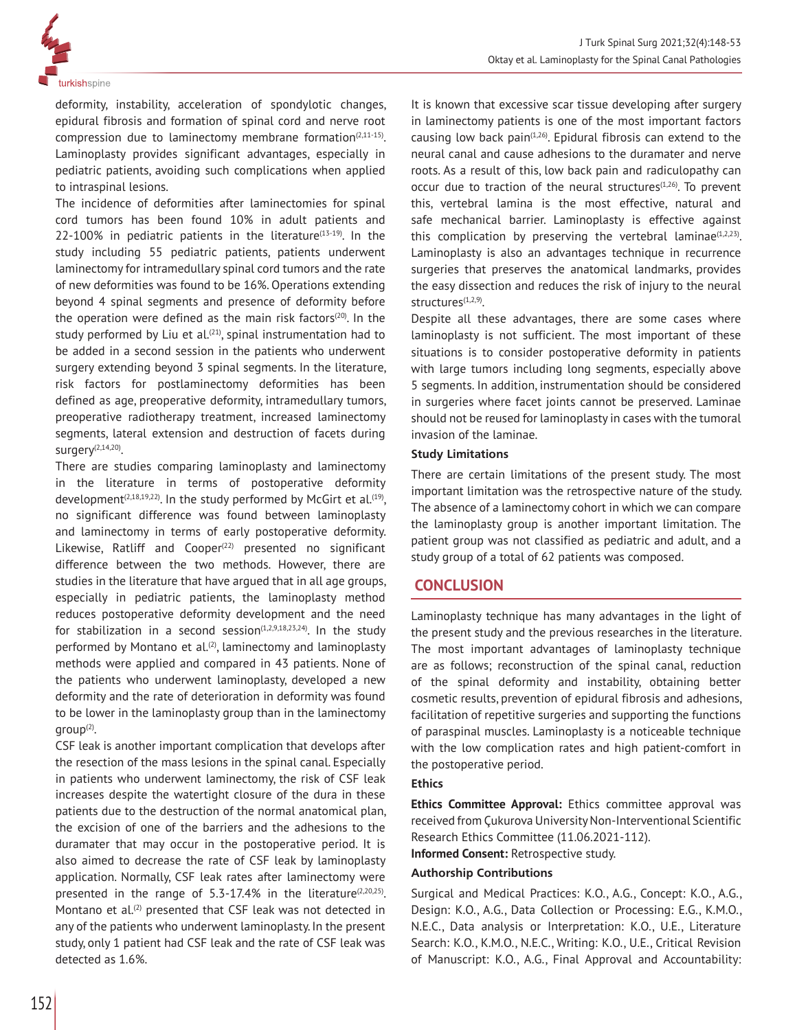deformity, instability, acceleration of spondylotic changes, epidural fibrosis and formation of spinal cord and nerve root compression due to laminectomy membrane formation[2,11-15]. Laminoplasty provides significant advantages, especially in pediatric patients, avoiding such complications when applied to intraspinal lesions.

The incidence of deformities after laminectomies for spinal cord tumors has been found 10% in adult patients and 22-100% in pediatric patients in the literature[13-19]. In the study including 55 pediatric patients, patients underwent laminectomy for intramedullary spinal cord tumors and the rate of new deformities was found to be 16%. Operations extending beyond 4 spinal segments and presence of deformity before the operation were defined as the main risk factors[20]. In the study performed by Liu et al.[21], spinal instrumentation had to be added in a second session in the patients who underwent surgery extending beyond 3 spinal segments. In the literature, risk factors for postlaminectomy deformities has been defined as age, preoperative deformity, intramedullary tumors, preoperative radiotherapy treatment, increased laminectomy segments, lateral extension and destruction of facets during surgery[2,14,20].

There are studies comparing laminoplasty and laminectomy in the literature in terms of postoperative deformity development[2,18,19,22]. In the study performed by McGirt et al.[19], no significant difference was found between laminoplasty and laminectomy in terms of early postoperative deformity. Likewise, Ratliff and Cooper[22] presented no significant difference between the two methods. However, there are studies in the literature that have argued that in all age groups, especially in pediatric patients, the laminoplasty method reduces postoperative deformity development and the need for stabilization in a second session[1,2,9,18,23,24]. In the study performed by Montano et al.[2], laminectomy and laminoplasty methods were applied and compared in 43 patients. None of the patients who underwent laminoplasty, developed a new deformity and the rate of deterioration in deformity was found to be lower in the laminoplasty group than in the laminectomy group[2].

CSF leak is another important complication that develops after the resection of the mass lesions in the spinal canal. Especially in patients who underwent laminectomy, the risk of CSF leak increases despite the watertight closure of the dura in these patients due to the destruction of the normal anatomical plan, the excision of one of the barriers and the adhesions to the duramater that may occur in the postoperative period. It is also aimed to decrease the rate of CSF leak by laminoplasty application. Normally, CSF leak rates after laminectomy were presented in the range of 5.3-17.4% in the literature[2,20,25]. Montano et al.[2] presented that CSF leak was not detected in any of the patients who underwent laminoplasty. In the present study, only 1 patient had CSF leak and the rate of CSF leak was detected as 1.6%.

It is known that excessive scar tissue developing after surgery in laminectomy patients is one of the most important factors causing low back pain[1,26]. Epidural fibrosis can extend to the neural canal and cause adhesions to the duramater and nerve roots. As a result of this, low back pain and radiculopathy can occur due to traction of the neural structures[1,26]. To prevent this, vertebral lamina is the most effective, natural and safe mechanical barrier. Laminoplasty is effective against this complication by preserving the vertebral laminae[1,2,23]. Laminoplasty is also an advantages technique in recurrence surgeries that preserves the anatomical landmarks, provides the easy dissection and reduces the risk of injury to the neural structures[1,2,9].

Despite all these advantages, there are some cases where laminoplasty is not sufficient. The most important of these situations is to consider postoperative deformity in patients with large tumors including long segments, especially above 5 segments. In addition, instrumentation should be considered in surgeries where facet joints cannot be preserved. Laminae should not be reused for laminoplasty in cases with the tumoral invasion of the laminae.

### Study Limitations

There are certain limitations of the present study. The most important limitation was the retrospective nature of the study. The absence of a laminectomy cohort in which we can compare the laminoplasty group is another important limitation. The patient group was not classified as pediatric and adult, and a study group of a total of 62 patients was composed.

## CONCLUSION

Laminoplasty technique has many advantages in the light of the present study and the previous researches in the literature. The most important advantages of laminoplasty technique are as follows; reconstruction of the spinal canal, reduction of the spinal deformity and instability, obtaining better cosmetic results, prevention of epidural fibrosis and adhesions, facilitation of repetitive surgeries and supporting the functions of paraspinal muscles. Laminoplasty is a noticeable technique with the low complication rates and high patient-comfort in the postoperative period.

### Ethics

**Ethics Committee Approval:** Ethics committee approval was received from Çukurova University Non-Interventional Scientific Research Ethics Committee (11.06.2021-112).

**Informed Consent:** Retrospective study.

### Authorship Contributions

Surgical and Medical Practices: K.O., A.G., Concept: K.O., A.G., Design: K.O., A.G., Data Collection or Processing: E.G., K.M.O., N.E.C., Data analysis or Interpretation: K.O., U.E., Literature Search: K.O., K.M.O., N.E.C., Writing: K.O., U.E., Critical Revision of Manuscript: K.O., A.G., Final Approval and Accountability: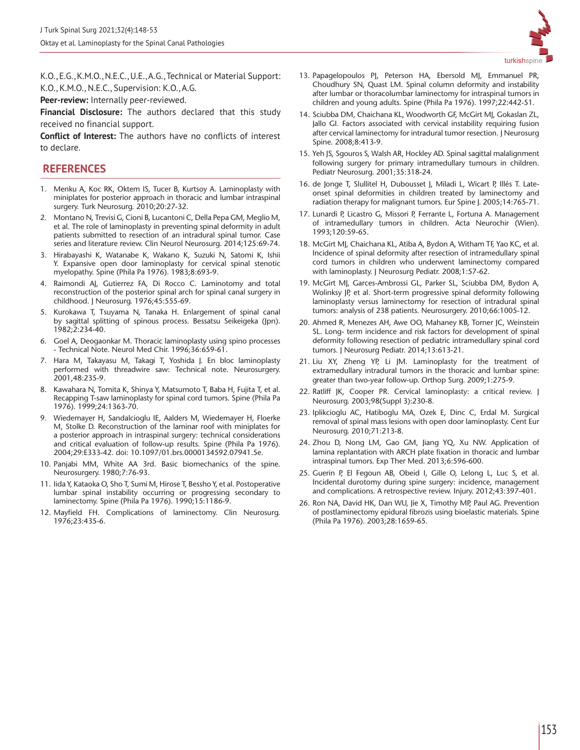K.O., E.G., K.M.O., N.E.C., U.E., A.G., Technical or Material Support: K.O., K.M.O., N.E.C., Supervision: K.O., A.G.

**Peer-review:** Internally peer-reviewed.

**Financial Disclosure:** The authors declared that this study received no financial support.

**Conflict of Interest:** The authors have no conflicts of interest to declare.

## REFERENCES

1. Menku A, Koc RK, Oktem IS, Tucer B, Kurtsoy A. Laminoplasty with miniplates for posterior approach in thoracic and lumbar intraspinal surgery. Turk Neurosurg. 2010;20:27-32.
2. Montano N, Trevisi G, Cioni B, Lucantoni C, Della Pepa GM, Meglio M, et al. The role of laminoplasty in preventing spinal deformity in adult patients submitted to resection of an intradural spinal tumor. Case series and literature review. Clin Neurol Neurosurg. 2014;125:69-74.
3. Hirabayashi K, Watanabe K, Wakano K, Suzuki N, Satomi K, Ishii Y. Expansive open door laminoplasty for cervical spinal stenotic myelopathy. Spine (Phila Pa 1976). 1983;8:693-9.
4. Raimondi AJ, Gutierrez FA, Di Rocco C. Laminotomy and total reconstruction of the posterior spinal arch for spinal canal surgery in childhood. J Neurosurg. 1976;45:555-69.
5. Kurokawa T, Tsuyama N, Tanaka H. Enlargement of spinal canal by sagittal splitting of spinous process. Bessatsu Seikeigeka (Jpn). 1982;2:234-40.
6. Goel A, Deogaonkar M. Thoracic laminoplasty using spino processes - Technical Note. Neurol Med Chir. 1996;36:659-61.
7. Hara M, Takayasu M, Takagi T, Yoshida J. En bloc laminoplasty performed with threadwire saw: Technical note. Neurosurgery. 2001,48:235-9.
8. Kawahara N, Tomita K, Shinya Y, Matsumoto T, Baba H, Fujita T, et al. Recapping T-saw laminoplasty for spinal cord tumors. Spine (Phila Pa 1976). 1999;24:1363-70.
9. Wiedemayer H, Sandalcioglu IE, Aalders M, Wiedemayer H, Floerke M, Stolke D. Reconstruction of the laminar roof with miniplates for a posterior approach in intraspinal surgery: technical considerations and critical evaluation of follow-up results. Spine (Phila Pa 1976). 2004;29:E333-42. doi: 10.1097/01.brs.0000134592.07941.5e.
10. Panjabi MM, White AA 3rd. Basic biomechanics of the spine. Neurosurgery. 1980;7:76-93.
11. Iida Y, Kataoka O, Sho T, Sumi M, Hirose T, Bessho Y, et al. Postoperative lumbar spinal instability occurring or progressing secondary to laminectomy. Spine (Phila Pa 1976). 1990;15:1186-9.
12. Mayfield FH. Complications of laminectomy. Clin Neurosurg. 1976;23:435-6.
13. Papagelopoulos PJ, Peterson HA, Ebersold MJ, Emmanuel PR, Choudhury SN, Quast LM. Spinal column deformity and instability after lumbar or thoracolumbar laminectomy for intraspinal tumors in children and young adults. Spine (Phila Pa 1976). 1997;22:442-51.
14. Sciubba DM, Chaichana KL, Woodworth GF, McGirt MJ, Gokaslan ZL, Jallo GI. Factors associated with cervical instability requiring fusion after cervical laminectomy for intradural tumor resection. J Neurosurg Spine. 2008;8:413-9.
15. Yeh JS, Sgouros S, Walsh AR, Hockley AD. Spinal sagittal malalignment following surgery for primary intramedullary tumours in children. Pediatr Neurosurg. 2001;35:318-24.
16. de Jonge T, Slullitel H, Dubousset J, Miladi L, Wicart P, Illés T. Late-onset spinal deformities in children treated by laminectomy and radiation therapy for malignant tumors. Eur Spine J. 2005;14:765-71.
17. Lunardi P, Licastro G, Missori P, Ferrante L, Fortuna A. Management of intramedullary tumors in children. Acta Neurochir (Wien). 1993;120:59-65.
18. McGirt MJ, Chaichana KL, Atiba A, Bydon A, Witham TF, Yao KC, et al. Incidence of spinal deformity after resection of intramedullary spinal cord tumors in children who underwent laminectomy compared with laminoplasty. J Neurosurg Pediatr. 2008;1:57-62.
19. McGirt MJ, Garces-Ambrossi GL, Parker SL, Sciubba DM, Bydon A, Wolinksy JP, et al. Short-term progressive spinal deformity following laminoplasty versus laminectomy for resection of intradural spinal tumors: analysis of 238 patients. Neurosurgery. 2010;66:1005-12.
20. Ahmed R, Menezes AH, Awe OO, Mahaney KB, Torner JC, Weinstein SL. Long- term incidence and risk factors for development of spinal deformity following resection of pediatric intramedullary spinal cord tumors. J Neurosurg Pediatr. 2014;13:613-21.
21. Liu XY, Zheng YP, Li JM. Laminoplasty for the treatment of extramedullary intradural tumors in the thoracic and lumbar spine: greater than two-year follow-up. Orthop Surg. 2009;1:275-9.
22. Ratliff JK, Cooper PR. Cervical laminoplasty: a critical review. J Neurosurg. 2003;98(Suppl 3):230-8.
23. Iplikcioglu AC, Hatiboglu MA, Ozek E, Dinc C, Erdal M. Surgical removal of spinal mass lesions with open door laminoplasty. Cent Eur Neurosurg. 2010;71:213-8.
24. Zhou D, Nong LM, Gao GM, Jiang YQ, Xu NW. Application of lamina replantation with ARCH plate fixation in thoracic and lumbar intraspinal tumors. Exp Ther Med. 2013;6:596-600.
25. Guerin P, El Fegoun AB, Obeid I, Gille O, Lelong L, Luc S, et al. Incidental durotomy during spine surgery: incidence, management and complications. A retrospective review. Injury. 2012;43:397-401.
26. Ron NA, David HK, Dan WU, Jie X, Timothy MP, Paul AG. Prevention of postlaminectomy epidural fibrozis using bioelastic materials. Spine (Phila Pa 1976). 2003;28:1659-65.